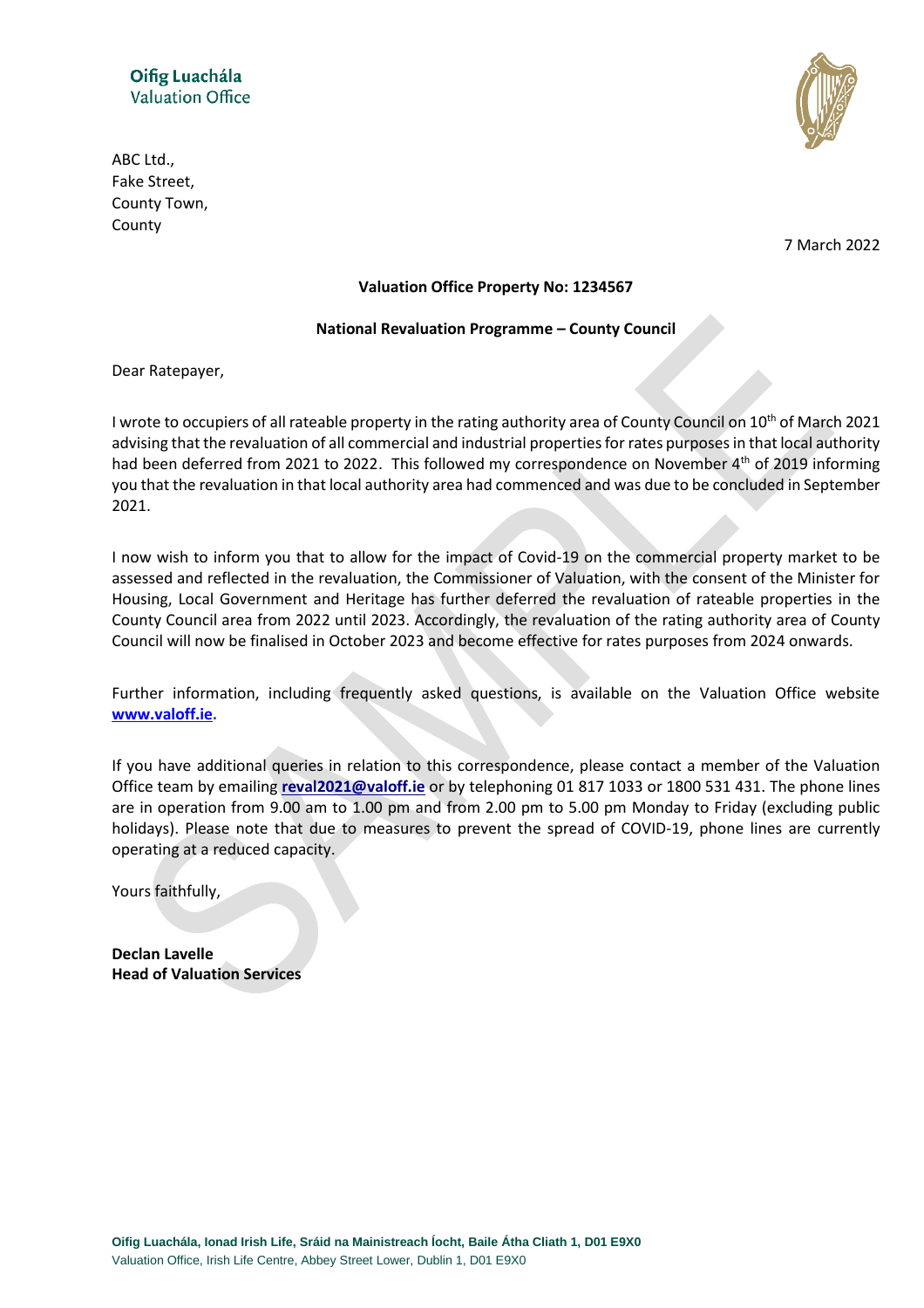Oifig Luachála
Valuation Office

ABC Ltd.,
Fake Street,
County Town,
County

7 March 2022

**Valuation Office Property No: 1234567**

**National Revaluation Programme – County Council**

Dear Ratepayer,

I wrote to occupiers of all rateable property in the rating authority area of County Council on 10th of March 2021 advising that the revaluation of all commercial and industrial properties for rates purposes in that local authority had been deferred from 2021 to 2022. This followed my correspondence on November 4th of 2019 informing you that the revaluation in that local authority area had commenced and was due to be concluded in September 2021.

I now wish to inform you that to allow for the impact of Covid-19 on the commercial property market to be assessed and reflected in the revaluation, the Commissioner of Valuation, with the consent of the Minister for Housing, Local Government and Heritage has further deferred the revaluation of rateable properties in the County Council area from 2022 until 2023. Accordingly, the revaluation of the rating authority area of County Council will now be finalised in October 2023 and become effective for rates purposes from 2024 onwards.

Further information, including frequently asked questions, is available on the Valuation Office website **www.valoff.ie**.

If you have additional queries in relation to this correspondence, please contact a member of the Valuation Office team by emailing **reval2021@valoff.ie** or by telephoning 01 817 1033 or 1800 531 431. The phone lines are in operation from 9.00 am to 1.00 pm and from 2.00 pm to 5.00 pm Monday to Friday (excluding public holidays). Please note that due to measures to prevent the spread of COVID-19, phone lines are currently operating at a reduced capacity.

Yours faithfully,

**Declan Lavelle**
**Head of Valuation Services**

**Oifig Luachála, Ionad Irish Life, Sráid na Mainistreach Íocht, Baile Átha Cliath 1, D01 E9X0**
Valuation Office, Irish Life Centre, Abbey Street Lower, Dublin 1, D01 E9X0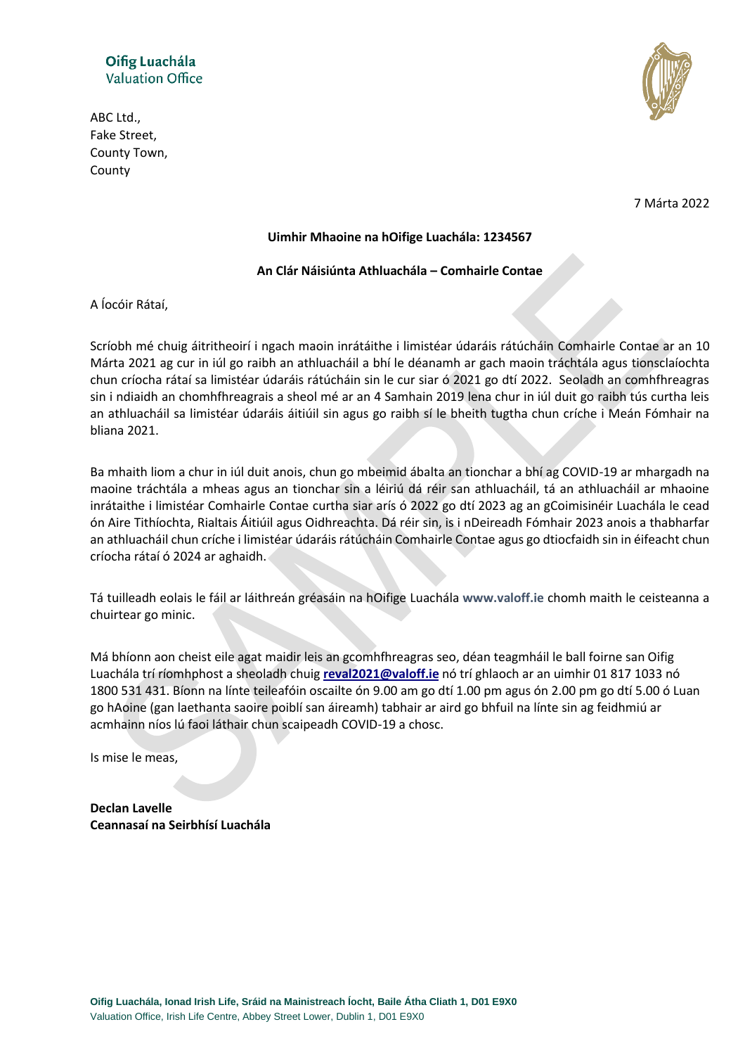Oifig Luachála
Valuation Office

ABC Ltd.,
Fake Street,
County Town,
County

7 Márta 2022

**Uimhir Mhaoine na hOifige Luachála: 1234567**

**An Clár Náisiúnta Athluachála – Comhairle Contae**

A Íocóir Rátaí,

Scríobh mé chuig áitritheoirí i ngach maoin inrátáithe i limistéar údaráis rátúcháin Comhairle Contae ar an 10 Márta 2021 ag cur in iúl go raibh an athluacháil a bhí le déanamh ar gach maoin tráchtála agus tionsclaíochta chun críocha rátaí sa limistéar údaráis rátúcháin sin le cur siar ó 2021 go dtí 2022. Seoladh an comhfhreagras sin i ndiaidh an chomhfhreagrais a sheol mé ar an 4 Samhain 2019 lena chur in iúl duit go raibh tús curtha leis an athluacháil sa limistéar údaráis áitiúil sin agus go raibh sí le bheith tugtha chun críche i Meán Fómhair na bliana 2021.

Ba mhaith liom a chur in iúl duit anois, chun go mbeimid ábalta an tionchar a bhí ag COVID-19 ar mhargadh na maoine tráchtála a mheas agus an tionchar sin a léiriú dá réir san athluacháil, tá an athluacháil ar mhaoine inrátaithe i limistéar Comhairle Contae curtha siar arís ó 2022 go dtí 2023 ag an gCoimisinéir Luachála le cead ón Aire Tithíochta, Rialtais Áitiúil agus Oidhreachta. Dá réir sin, is i nDeireadh Fómhair 2023 anois a thabharfar an athluacháil chun críche i limistéar údaráis rátúcháin Comhairle Contae agus go dtiocfaidh sin in éifeacht chun críocha rátaí ó 2024 ar aghaidh.

Tá tuilleadh eolais le fáil ar láithreán gréasáin na hOifige Luachála **www.valoff.ie** chomh maith le ceisteanna a chuirtear go minic.

Má bhíonn aon cheist eile agat maidir leis an gcomhfhreagras seo, déan teagmháil le ball foirne san Oifig Luachála trí ríomhphost a sheoladh chuig **reval2021@valoff.ie** nó trí ghlaoch ar an uimhir 01 817 1033 nó 1800 531 431. Bíonn na línte teileafóin oscailte ón 9.00 am go dtí 1.00 pm agus ón 2.00 pm go dtí 5.00 ó Luan go hAoine (gan laethanta saoire poiblí san áireamh) tabhair ar aird go bhfuil na línte sin ag feidhmiú ar acmhainn níos lú faoi láthair chun scaipeadh COVID-19 a chosc.

Is mise le meas,

**Declan Lavelle**
**Ceannasaí na Seirbhísí Luachála**

**Oifig Luachála, Ionad Irish Life, Sráid na Mainistreach Íocht, Baile Átha Cliath 1, D01 E9X0**
Valuation Office, Irish Life Centre, Abbey Street Lower, Dublin 1, D01 E9X0